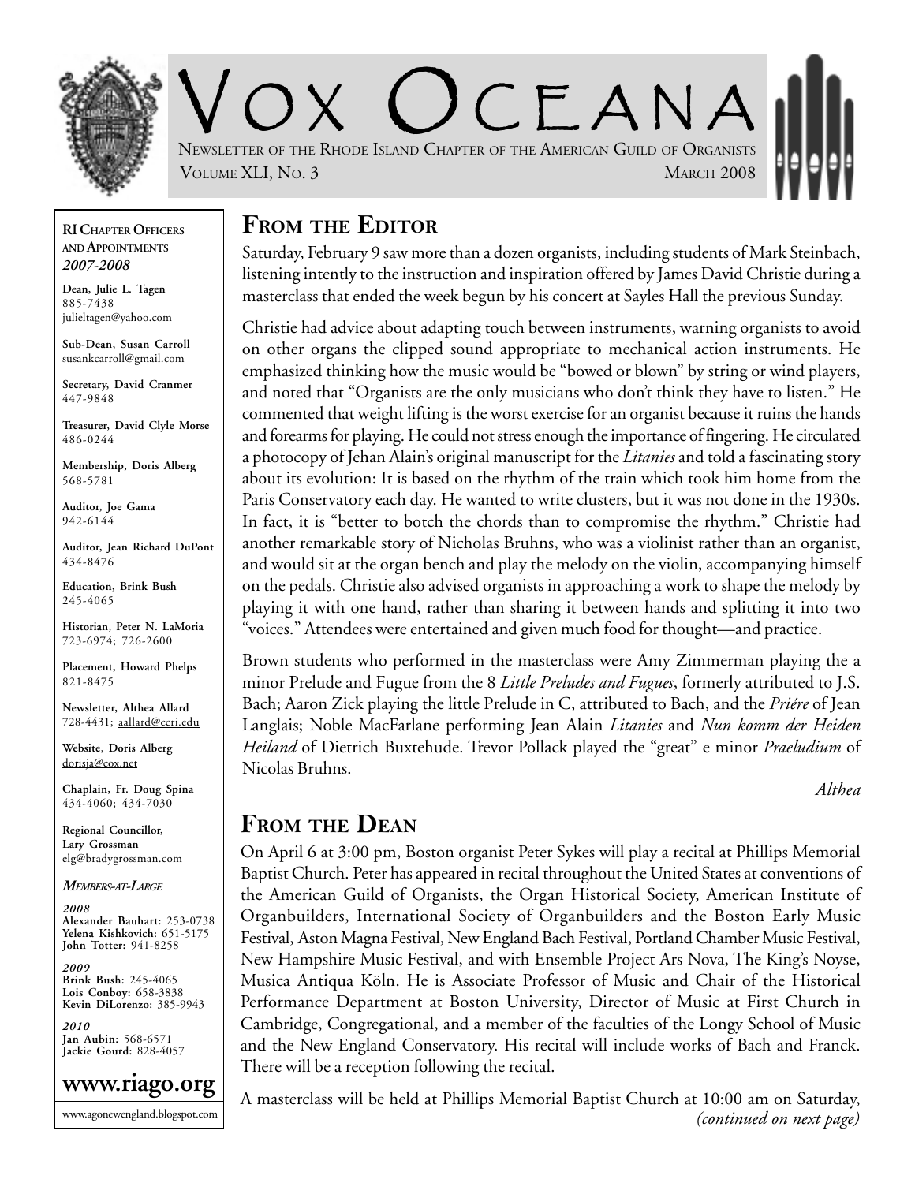# Vox Oceana

Newsletter of the Rhode Island Chapter of the American Guild of Organists

Volume XLI, No. 3 — March 2008

**RI Chapter Officers and Appointments**
***2007-2008***

**Dean, Julie L. Tagen**
885-7438
julieltagen@yahoo.com

**Sub-Dean, Susan Carroll**
susankcarroll@gmail.com

**Secretary, David Cranmer**
447-9848

**Treasurer, David Clyle Morse**
486-0244

**Membership, Doris Alberg**
568-5781

**Auditor, Joe Gama**
942-6144

**Auditor, Jean Richard DuPont**
434-8476

**Education, Brink Bush**
245-4065

**Historian, Peter N. LaMoria**
723-6974; 726-2600

**Placement, Howard Phelps**
821-8475

**Newsletter, Althea Allard**
728-4431; aallard@ccri.edu

**Website, Doris Alberg**
dorisja@cox.net

**Chaplain, Fr. Doug Spina**
434-4060; 434-7030

**Regional Councillor, Lary Grossman**
elg@bradygrossman.com

***Members-at-Large***

***2008***
**Alexander Bauhart:** 253-0738
**Yelena Kishkovich:** 651-5175
**John Totter:** 941-8258

***2009***
**Brink Bush:** 245-4065
**Lois Conboy:** 658-3838
**Kevin DiLorenzo:** 385-9943

***2010***
**Jan Aubin:** 568-6571
**Jackie Gourd:** 828-4057

**www.riago.org**

www.agonewengland.blogspot.com

## From the Editor

Saturday, February 9 saw more than a dozen organists, including students of Mark Steinbach, listening intently to the instruction and inspiration offered by James David Christie during a masterclass that ended the week begun by his concert at Sayles Hall the previous Sunday.

Christie had advice about adapting touch between instruments, warning organists to avoid on other organs the clipped sound appropriate to mechanical action instruments. He emphasized thinking how the music would be "bowed or blown" by string or wind players, and noted that "Organists are the only musicians who don't think they have to listen." He commented that weight lifting is the worst exercise for an organist because it ruins the hands and forearms for playing. He could not stress enough the importance of fingering. He circulated a photocopy of Jehan Alain's original manuscript for the *Litanies* and told a fascinating story about its evolution: It is based on the rhythm of the train which took him home from the Paris Conservatory each day. He wanted to write clusters, but it was not done in the 1930s. In fact, it is "better to botch the chords than to compromise the rhythm." Christie had another remarkable story of Nicholas Bruhns, who was a violinist rather than an organist, and would sit at the organ bench and play the melody on the violin, accompanying himself on the pedals. Christie also advised organists in approaching a work to shape the melody by playing it with one hand, rather than sharing it between hands and splitting it into two "voices." Attendees were entertained and given much food for thought—and practice.

Brown students who performed in the masterclass were Amy Zimmerman playing the a minor Prelude and Fugue from the 8 *Little Preludes and Fugues*, formerly attributed to J.S. Bach; Aaron Zick playing the little Prelude in C, attributed to Bach, and the *Priére* of Jean Langlais; Noble MacFarlane performing Jean Alain *Litanies* and *Nun komm der Heiden Heiland* of Dietrich Buxtehude. Trevor Pollack played the "great" e minor *Praeludium* of Nicolas Bruhns.

*Althea*

## From the Dean

On April 6 at 3:00 pm, Boston organist Peter Sykes will play a recital at Phillips Memorial Baptist Church. Peter has appeared in recital throughout the United States at conventions of the American Guild of Organists, the Organ Historical Society, American Institute of Organbuilders, International Society of Organbuilders and the Boston Early Music Festival, Aston Magna Festival, New England Bach Festival, Portland Chamber Music Festival, New Hampshire Music Festival, and with Ensemble Project Ars Nova, The King's Noyse, Musica Antiqua Köln. He is Associate Professor of Music and Chair of the Historical Performance Department at Boston University, Director of Music at First Church in Cambridge, Congregational, and a member of the faculties of the Longy School of Music and the New England Conservatory. His recital will include works of Bach and Franck. There will be a reception following the recital.

A masterclass will be held at Phillips Memorial Baptist Church at 10:00 am on Saturday, *(continued on next page)*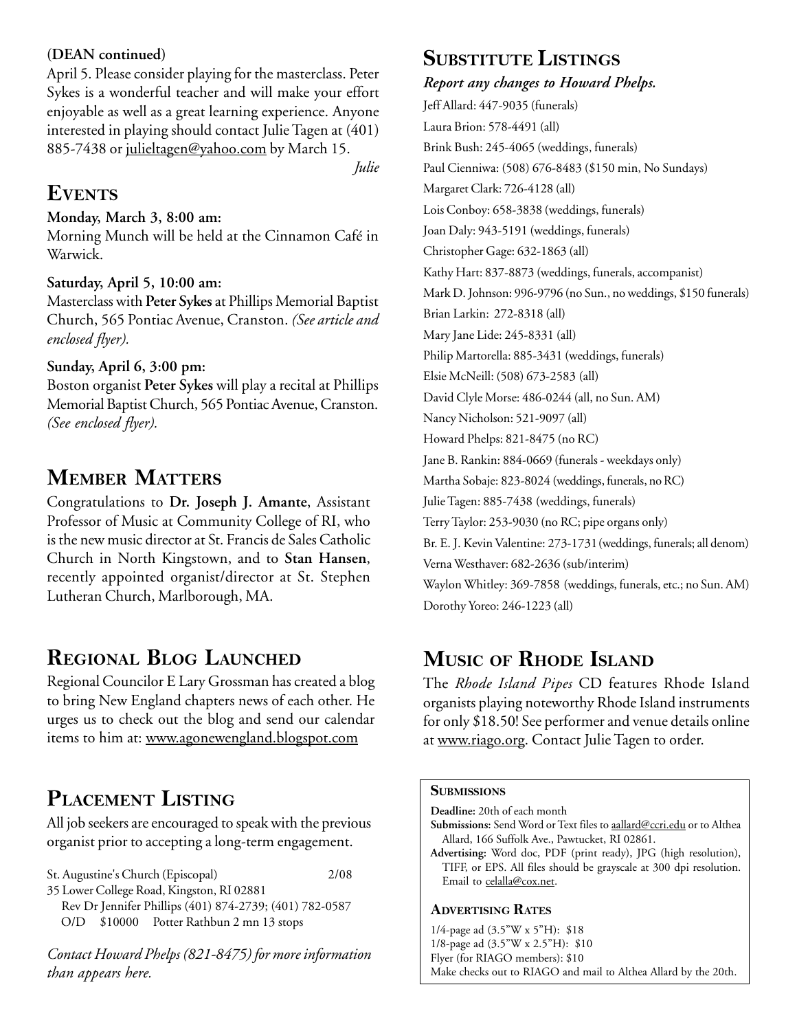**(DEAN continued)**

April 5. Please consider playing for the masterclass. Peter Sykes is a wonderful teacher and will make your effort enjoyable as well as a great learning experience. Anyone interested in playing should contact Julie Tagen at (401) 885-7438 or julieltagen@yahoo.com by March 15.

*Julie*

## Events

**Monday, March 3, 8:00 am:**
Morning Munch will be held at the Cinnamon Café in Warwick.

**Saturday, April 5, 10:00 am:**
Masterclass with **Peter Sykes** at Phillips Memorial Baptist Church, 565 Pontiac Avenue, Cranston. *(See article and enclosed flyer).*

**Sunday, April 6, 3:00 pm:**
Boston organist **Peter Sykes** will play a recital at Phillips Memorial Baptist Church, 565 Pontiac Avenue, Cranston. *(See enclosed flyer).*

## Member Matters

Congratulations to **Dr. Joseph J. Amante**, Assistant Professor of Music at Community College of RI, who is the new music director at St. Francis de Sales Catholic Church in North Kingstown, and to **Stan Hansen**, recently appointed organist/director at St. Stephen Lutheran Church, Marlborough, MA.

## Regional Blog Launched

Regional Councilor E Lary Grossman has created a blog to bring New England chapters news of each other. He urges us to check out the blog and send our calendar items to him at: www.agonewengland.blogspot.com

## Placement Listing

All job seekers are encouraged to speak with the previous organist prior to accepting a long-term engagement.

St. Augustine's Church (Episcopal) 2/08
35 Lower College Road, Kingston, RI 02881
Rev Dr Jennifer Phillips (401) 874-2739; (401) 782-0587
O/D $10000 Potter Rathbun 2 mn 13 stops

*Contact Howard Phelps (821-8475) for more information than appears here.*

## Substitute Listings

***Report any changes to Howard Phelps.***

Jeff Allard: 447-9035 (funerals)
Laura Brion: 578-4491 (all)
Brink Bush: 245-4065 (weddings, funerals)
Paul Cienniwa: (508) 676-8483 ($150 min, No Sundays)
Margaret Clark: 726-4128 (all)
Lois Conboy: 658-3838 (weddings, funerals)
Joan Daly: 943-5191 (weddings, funerals)
Christopher Gage: 632-1863 (all)
Kathy Hart: 837-8873 (weddings, funerals, accompanist)
Mark D. Johnson: 996-9796 (no Sun., no weddings, $150 funerals)
Brian Larkin: 272-8318 (all)
Mary Jane Lide: 245-8331 (all)
Philip Martorella: 885-3431 (weddings, funerals)
Elsie McNeill: (508) 673-2583 (all)
David Clyle Morse: 486-0244 (all, no Sun. AM)
Nancy Nicholson: 521-9097 (all)
Howard Phelps: 821-8475 (no RC)
Jane B. Rankin: 884-0669 (funerals - weekdays only)
Martha Sobaje: 823-8024 (weddings, funerals, no RC)
Julie Tagen: 885-7438 (weddings, funerals)
Terry Taylor: 253-9030 (no RC; pipe organs only)
Br. E. J. Kevin Valentine: 273-1731 (weddings, funerals; all denom)
Verna Westhaver: 682-2636 (sub/interim)
Waylon Whitley: 369-7858 (weddings, funerals, etc.; no Sun. AM)
Dorothy Yoreo: 246-1223 (all)

## Music of Rhode Island

The *Rhode Island Pipes* CD features Rhode Island organists playing noteworthy Rhode Island instruments for only $18.50! See performer and venue details online at www.riago.org. Contact Julie Tagen to order.

### Submissions

**Deadline:** 20th of each month
**Submissions:** Send Word or Text files to aallard@ccri.edu or to Althea Allard, 166 Suffolk Ave., Pawtucket, RI 02861.
**Advertising:** Word doc, PDF (print ready), JPG (high resolution), TIFF, or EPS. All files should be grayscale at 300 dpi resolution. Email to celalla@cox.net.

### Advertising Rates

1/4-page ad (3.5"W x 5"H): $18
1/8-page ad (3.5"W x 2.5"H): $10
Flyer (for RIAGO members): $10
Make checks out to RIAGO and mail to Althea Allard by the 20th.